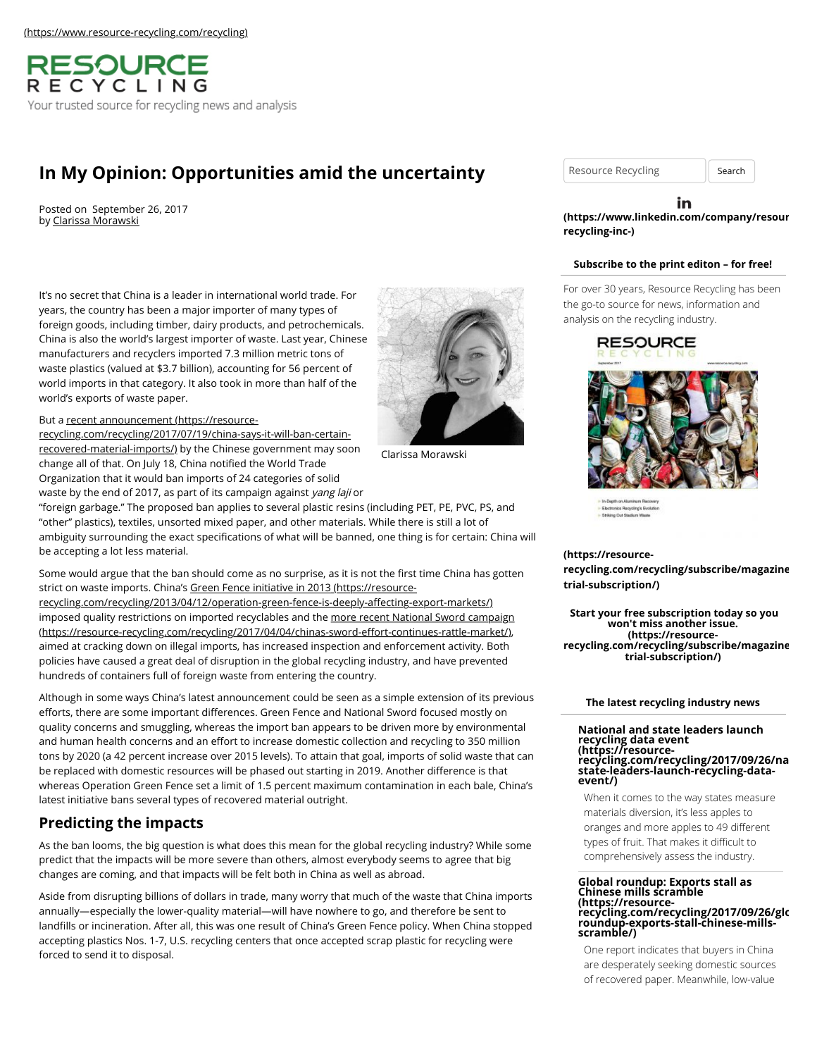(https://www.resource-recycling.com/recycling)

RESOURCE RECYCLING

Your trusted source for recycling news and analysis

# In My Opinion: Opportunities amid the uncertainty

Posted on September 26, 2017
by Clarissa Morawski

Clarissa Morawski

It's no secret that China is a leader in international world trade. For years, the country has been a major importer of many types of foreign goods, including timber, dairy products, and petrochemicals. China is also the world's largest importer of waste. Last year, Chinese manufacturers and recyclers imported 7.3 million metric tons of waste plastics (valued at $3.7 billion), accounting for 56 percent of world imports in that category. It also took in more than half of the world's exports of waste paper.

But a recent announcement (https://resource-recycling.com/recycling/2017/07/19/china-says-it-will-ban-certain-recovered-material-imports/) by the Chinese government may soon change all of that. On July 18, China notified the World Trade Organization that it would ban imports of 24 categories of solid waste by the end of 2017, as part of its campaign against *yang laji* or "foreign garbage." The proposed ban applies to several plastic resins (including PET, PE, PVC, PS, and "other" plastics), textiles, unsorted mixed paper, and other materials. While there is still a lot of ambiguity surrounding the exact specifications of what will be banned, one thing is for certain: China will be accepting a lot less material.

Some would argue that the ban should come as no surprise, as it is not the first time China has gotten strict on waste imports. China's Green Fence initiative in 2013 (https://resource-recycling.com/recycling/2013/04/12/operation-green-fence-is-deeply-affecting-export-markets/) imposed quality restrictions on imported recyclables and the more recent National Sword campaign (https://resource-recycling.com/recycling/2017/04/04/chinas-sword-effort-continues-rattle-market/), aimed at cracking down on illegal imports, has increased inspection and enforcement activity. Both policies have caused a great deal of disruption in the global recycling industry, and have prevented hundreds of containers full of foreign waste from entering the country.

Although in some ways China's latest announcement could be seen as a simple extension of its previous efforts, there are some important differences. Green Fence and National Sword focused mostly on quality concerns and smuggling, whereas the import ban appears to be driven more by environmental and human health concerns and an effort to increase domestic collection and recycling to 350 million tons by 2020 (a 42 percent increase over 2015 levels). To attain that goal, imports of solid waste that can be replaced with domestic resources will be phased out starting in 2019. Another difference is that whereas Operation Green Fence set a limit of 1.5 percent maximum contamination in each bale, China's latest initiative bans several types of recovered material outright.

## Predicting the impacts

As the ban looms, the big question is what does this mean for the global recycling industry? While some predict that the impacts will be more severe than others, almost everybody seems to agree that big changes are coming, and that impacts will be felt both in China as well as abroad.

Aside from disrupting billions of dollars in trade, many worry that much of the waste that China imports annually—especially the lower-quality material—will have nowhere to go, and therefore be sent to landfills or incineration. After all, this was one result of China's Green Fence policy. When China stopped accepting plastics Nos. 1-7, U.S. recycling centers that once accepted scrap plastic for recycling were forced to send it to disposal.

Resource Recycling Search

(https://www.linkedin.com/company/resource-recycling-inc-)

**Subscribe to the print editon – for free!**

For over 30 years, Resource Recycling has been the go-to source for news, information and analysis on the recycling industry.

**(https://resource-recycling.com/recycling/subscribe/magazine-trial-subscription/)**

**Start your free subscription today so you won't miss another issue. (https://resource-recycling.com/recycling/subscribe/magazine-trial-subscription/)**

**The latest recycling industry news**

**National and state leaders launch recycling data event (https://resource-recycling.com/recycling/2017/09/26/national-state-leaders-launch-recycling-data-event/)**

When it comes to the way states measure materials diversion, it's less apples to oranges and more apples to 49 different types of fruit. That makes it difficult to comprehensively assess the industry.

**Global roundup: Exports stall as Chinese mills scramble (https://resource-recycling.com/recycling/2017/09/26/global-roundup-exports-stall-chinese-mills-scramble/)**

One report indicates that buyers in China are desperately seeking domestic sources of recovered paper. Meanwhile, low-value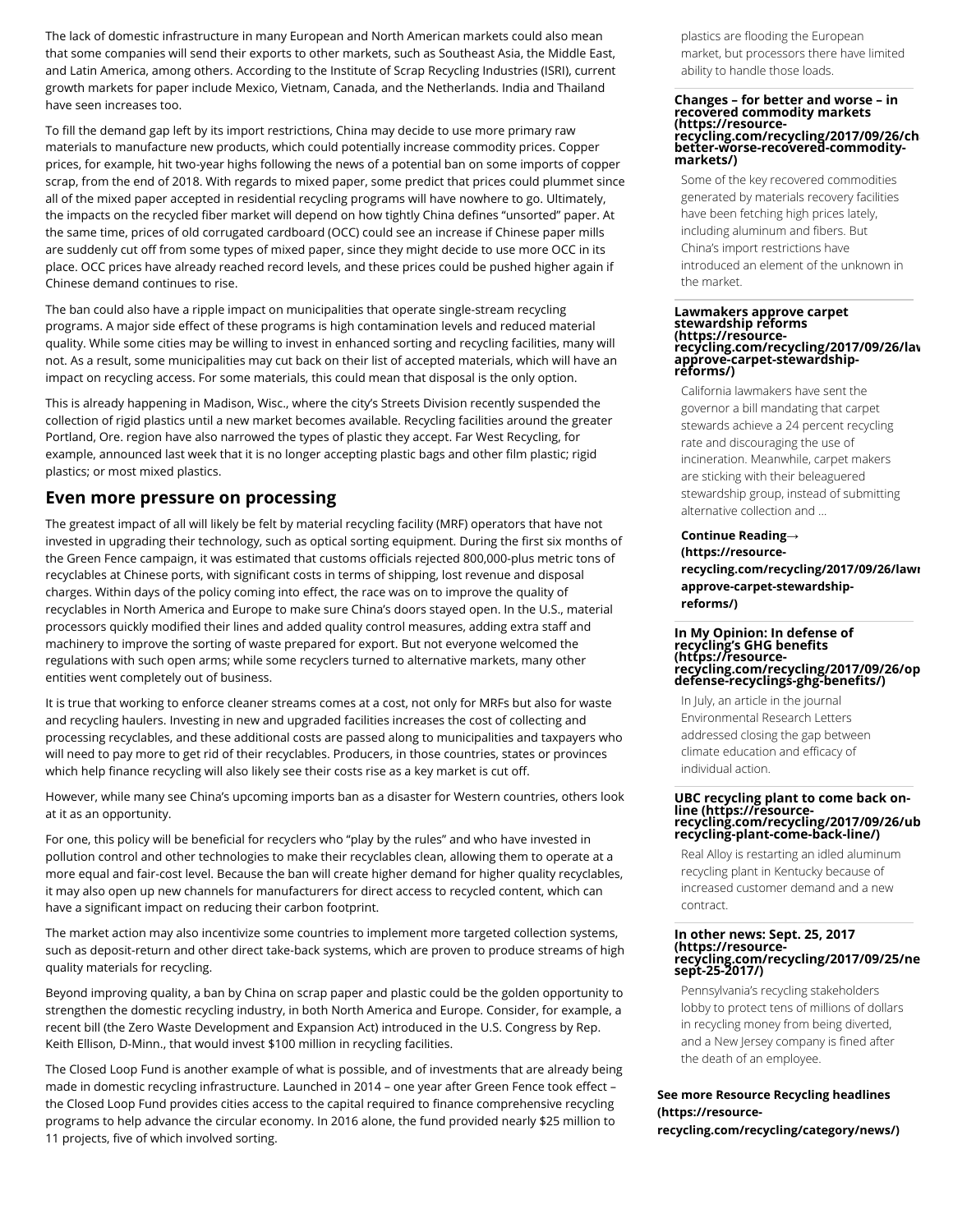The lack of domestic infrastructure in many European and North American markets could also mean that some companies will send their exports to other markets, such as Southeast Asia, the Middle East, and Latin America, among others. According to the Institute of Scrap Recycling Industries (ISRI), current growth markets for paper include Mexico, Vietnam, Canada, and the Netherlands. India and Thailand have seen increases too.

To fill the demand gap left by its import restrictions, China may decide to use more primary raw materials to manufacture new products, which could potentially increase commodity prices. Copper prices, for example, hit two-year highs following the news of a potential ban on some imports of copper scrap, from the end of 2018. With regards to mixed paper, some predict that prices could plummet since all of the mixed paper accepted in residential recycling programs will have nowhere to go. Ultimately, the impacts on the recycled fiber market will depend on how tightly China defines "unsorted" paper. At the same time, prices of old corrugated cardboard (OCC) could see an increase if Chinese paper mills are suddenly cut off from some types of mixed paper, since they might decide to use more OCC in its place. OCC prices have already reached record levels, and these prices could be pushed higher again if Chinese demand continues to rise.

The ban could also have a ripple impact on municipalities that operate single-stream recycling programs. A major side effect of these programs is high contamination levels and reduced material quality. While some cities may be willing to invest in enhanced sorting and recycling facilities, many will not. As a result, some municipalities may cut back on their list of accepted materials, which will have an impact on recycling access. For some materials, this could mean that disposal is the only option.

This is already happening in Madison, Wisc., where the city's Streets Division recently suspended the collection of rigid plastics until a new market becomes available. Recycling facilities around the greater Portland, Ore. region have also narrowed the types of plastic they accept. Far West Recycling, for example, announced last week that it is no longer accepting plastic bags and other film plastic; rigid plastics; or most mixed plastics.

## Even more pressure on processing

The greatest impact of all will likely be felt by material recycling facility (MRF) operators that have not invested in upgrading their technology, such as optical sorting equipment. During the first six months of the Green Fence campaign, it was estimated that customs officials rejected 800,000-plus metric tons of recyclables at Chinese ports, with significant costs in terms of shipping, lost revenue and disposal charges. Within days of the policy coming into effect, the race was on to improve the quality of recyclables in North America and Europe to make sure China's doors stayed open. In the U.S., material processors quickly modified their lines and added quality control measures, adding extra staff and machinery to improve the sorting of waste prepared for export. But not everyone welcomed the regulations with such open arms; while some recyclers turned to alternative markets, many other entities went completely out of business.

It is true that working to enforce cleaner streams comes at a cost, not only for MRFs but also for waste and recycling haulers. Investing in new and upgraded facilities increases the cost of collecting and processing recyclables, and these additional costs are passed along to municipalities and taxpayers who will need to pay more to get rid of their recyclables. Producers, in those countries, states or provinces which help finance recycling will also likely see their costs rise as a key market is cut off.

However, while many see China's upcoming imports ban as a disaster for Western countries, others look at it as an opportunity.

For one, this policy will be beneficial for recyclers who "play by the rules" and who have invested in pollution control and other technologies to make their recyclables clean, allowing them to operate at a more equal and fair-cost level. Because the ban will create higher demand for higher quality recyclables, it may also open up new channels for manufacturers for direct access to recycled content, which can have a significant impact on reducing their carbon footprint.

The market action may also incentivize some countries to implement more targeted collection systems, such as deposit-return and other direct take-back systems, which are proven to produce streams of high quality materials for recycling.

Beyond improving quality, a ban by China on scrap paper and plastic could be the golden opportunity to strengthen the domestic recycling industry, in both North America and Europe. Consider, for example, a recent bill (the Zero Waste Development and Expansion Act) introduced in the U.S. Congress by Rep. Keith Ellison, D-Minn., that would invest $100 million in recycling facilities.

The Closed Loop Fund is another example of what is possible, and of investments that are already being made in domestic recycling infrastructure. Launched in 2014 – one year after Green Fence took effect – the Closed Loop Fund provides cities access to the capital required to finance comprehensive recycling programs to help advance the circular economy. In 2016 alone, the fund provided nearly $25 million to 11 projects, five of which involved sorting.

plastics are flooding the European market, but processors there have limited ability to handle those loads.

**Changes – for better and worse – in recovered commodity markets (https://resource-recycling.com/recycling/2017/09/26/ch better-worse-recovered-commodity-markets/)**

Some of the key recovered commodities generated by materials recovery facilities have been fetching high prices lately, including aluminum and fibers. But China's import restrictions have introduced an element of the unknown in the market.

**Lawmakers approve carpet stewardship reforms (https://resource-recycling.com/recycling/2017/09/26/lav approve-carpet-stewardship-reforms/)**

California lawmakers have sent the governor a bill mandating that carpet stewards achieve a 24 percent recycling rate and discouraging the use of incineration. Meanwhile, carpet makers are sticking with their beleaguered stewardship group, instead of submitting alternative collection and ...

**Continue Reading→ (https://resource-recycling.com/recycling/2017/09/26/lawi approve-carpet-stewardship-reforms/)**

**In My Opinion: In defense of recycling's GHG benefits (https://resource-recycling.com/recycling/2017/09/26/op defense-recyclings-ghg-benefits/)**

In July, an article in the journal Environmental Research Letters addressed closing the gap between climate education and efficacy of individual action.

**UBC recycling plant to come back on-line (https://resource-recycling.com/recycling/2017/09/26/ub recycling-plant-come-back-line/)**

Real Alloy is restarting an idled aluminum recycling plant in Kentucky because of increased customer demand and a new contract.

**In other news: Sept. 25, 2017 (https://resource-recycling.com/recycling/2017/09/25/ne sept-25-2017/)**

Pennsylvania's recycling stakeholders lobby to protect tens of millions of dollars in recycling money from being diverted, and a New Jersey company is fined after the death of an employee.

**See more Resource Recycling headlines (https://resource-recycling.com/recycling/category/news/)**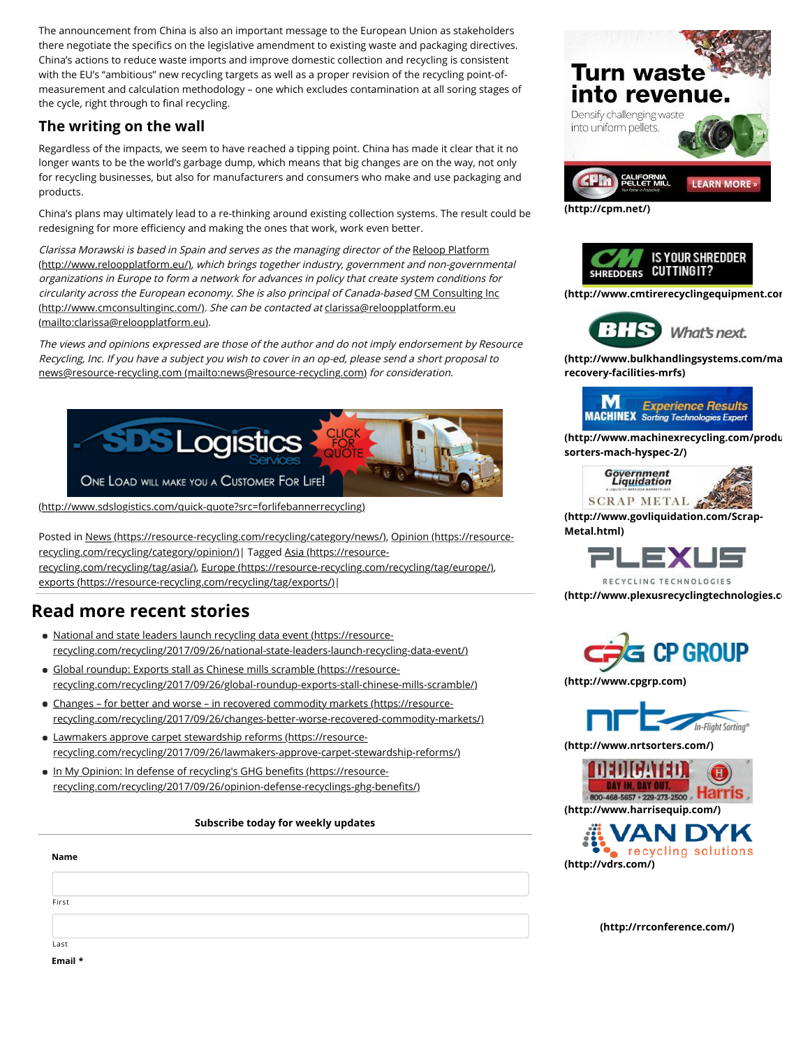The announcement from China is also an important message to the European Union as stakeholders there negotiate the specifics on the legislative amendment to existing waste and packaging directives. China's actions to reduce waste imports and improve domestic collection and recycling is consistent with the EU's "ambitious" new recycling targets as well as a proper revision of the recycling point-of-measurement and calculation methodology – one which excludes contamination at all soring stages of the cycle, right through to final recycling.

## The writing on the wall

Regardless of the impacts, we seem to have reached a tipping point. China has made it clear that it no longer wants to be the world's garbage dump, which means that big changes are on the way, not only for recycling businesses, but also for manufacturers and consumers who make and use packaging and products.

China's plans may ultimately lead to a re-thinking around existing collection systems. The result could be redesigning for more efficiency and making the ones that work, work even better.

*Clarissa Morawski is based in Spain and serves as the managing director of the* Reloop Platform (http://www.reloopplatform.eu/)*, which brings together industry, government and non-governmental organizations in Europe to form a network for advances in policy that create system conditions for circularity across the European economy. She is also principal of Canada-based* CM Consulting Inc (http://www.cmconsultinginc.com/)*. She can be contacted at* clarissa@reloopplatform.eu (mailto:clarissa@reloopplatform.eu).

*The views and opinions expressed are those of the author and do not imply endorsement by Resource Recycling, Inc. If you have a subject you wish to cover in an op-ed, please send a short proposal to* news@resource-recycling.com (mailto:news@resource-recycling.com) *for consideration.*

(http://www.sdslogistics.com/quick-quote?src=forlifebannerrecycling)

Posted in News (https://resource-recycling.com/recycling/category/news/), Opinion (https://resource-recycling.com/recycling/category/opinion/) | Tagged Asia (https://resource-recycling.com/recycling/tag/asia/), Europe (https://resource-recycling.com/recycling/tag/europe/), exports (https://resource-recycling.com/recycling/tag/exports/) |

## Read more recent stories

- National and state leaders launch recycling data event (https://resource-recycling.com/recycling/2017/09/26/national-state-leaders-launch-recycling-data-event/)
- Global roundup: Exports stall as Chinese mills scramble (https://resource-recycling.com/recycling/2017/09/26/global-roundup-exports-stall-chinese-mills-scramble/)
- Changes – for better and worse – in recovered commodity markets (https://resource-recycling.com/recycling/2017/09/26/changes-better-worse-recovered-commodity-markets/)
- Lawmakers approve carpet stewardship reforms (https://resource-recycling.com/recycling/2017/09/26/lawmakers-approve-carpet-stewardship-reforms/)
- In My Opinion: In defense of recycling's GHG benefits (https://resource-recycling.com/recycling/2017/09/26/opinion-defense-recyclings-ghg-benefits/)

**Subscribe today for weekly updates**

**Name**

First

Last

**Email \***

**(http://cpm.net/)**

**(http://www.cmtirerecyclingequipment.com**

**(http://www.bulkhandlingsystems.com/ma recovery-facilities-mrfs)**

**(http://www.machinexrecycling.com/produ sorters-mach-hyspec-2/)**

**(http://www.govliquidation.com/Scrap-Metal.html)**

**(http://www.plexusrecyclingtechnologies.c**

**(http://www.cpgrp.com)**

**(http://www.nrtsorters.com/)**

**(http://www.harrisequip.com/)**

**(http://vdrs.com/)**

**(http://rrconference.com/)**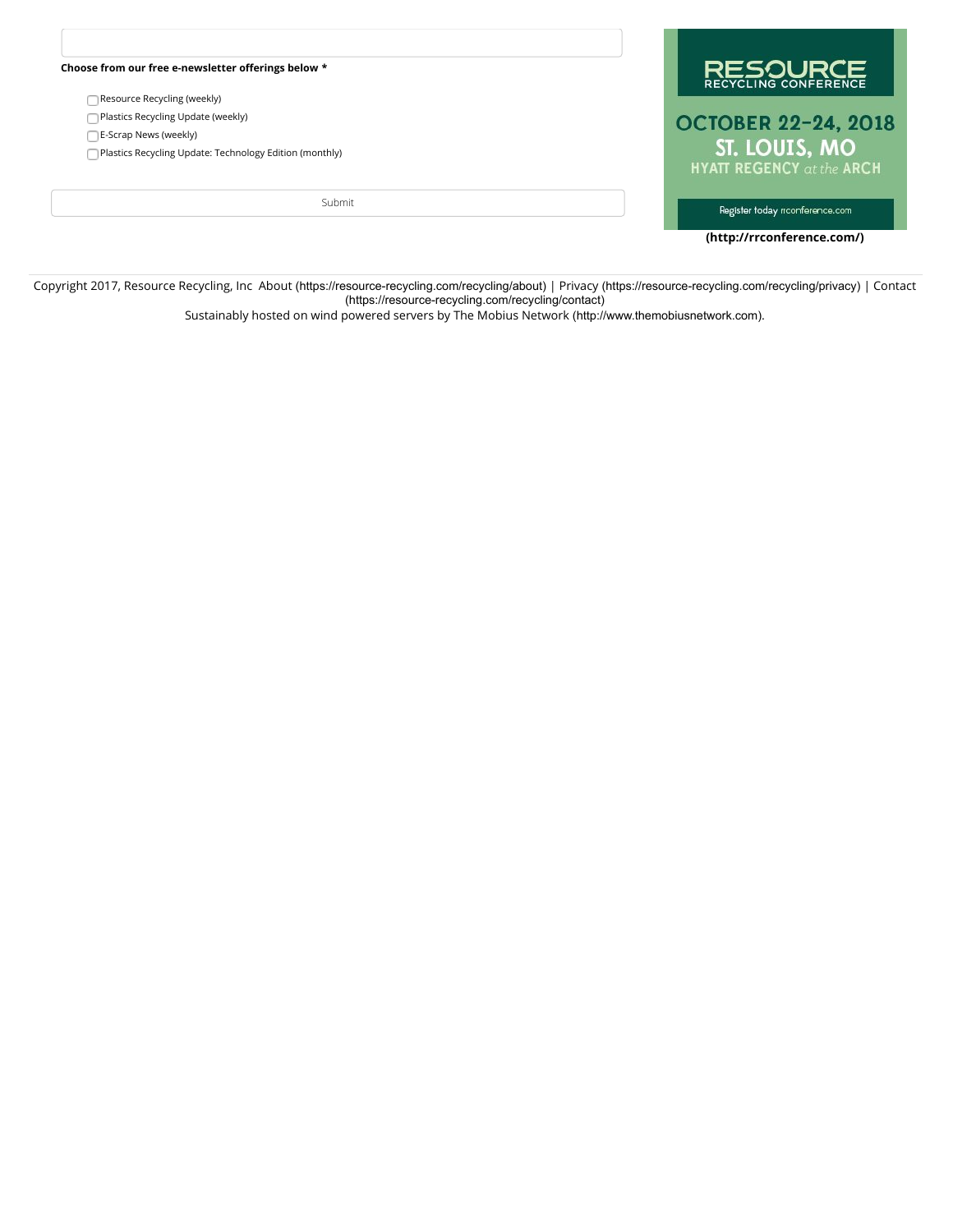**Choose from our free e-newsletter offerings below ***

- Resource Recycling (weekly)
- Plastics Recycling Update (weekly)
- E-Scrap News (weekly)
- Plastics Recycling Update: Technology Edition (monthly)

Submit

RESOURCE RECYCLING CONFERENCE

OCTOBER 22–24, 2018
ST. LOUIS, MO
HYATT REGENCY *at the* ARCH

Register today rrconference.com

**(http://rrconference.com/)**

Copyright 2017, Resource Recycling, Inc About (https://resource-recycling.com/recycling/about) | Privacy (https://resource-recycling.com/recycling/privacy) | Contact (https://resource-recycling.com/recycling/contact)

Sustainably hosted on wind powered servers by The Mobius Network (http://www.themobiusnetwork.com).